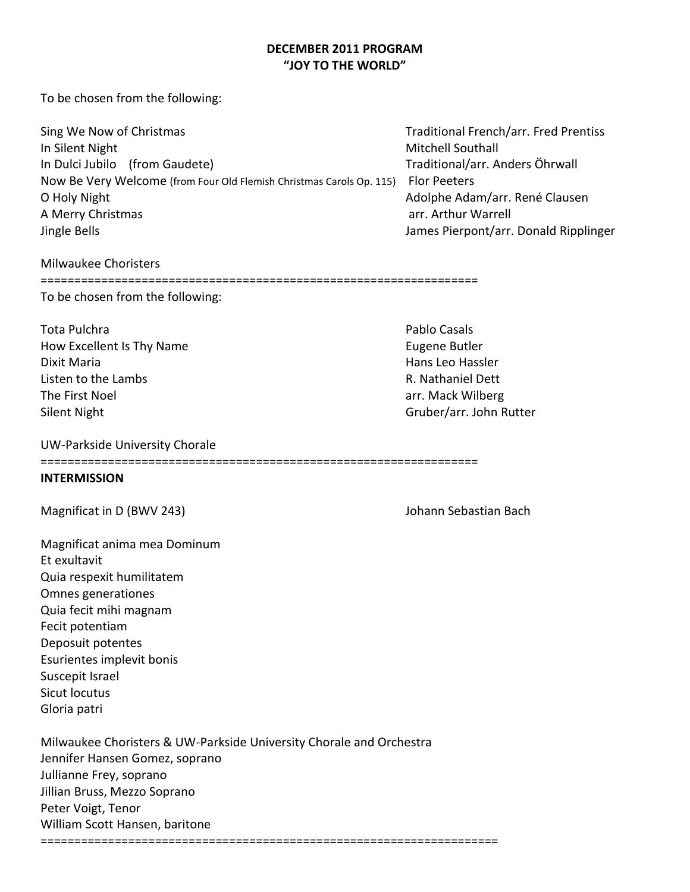**DECEMBER 2011 PROGRAM**
**"JOY TO THE WORLD"**

To be chosen from the following:

| | |
|---|---|
| Sing We Now of Christmas | Traditional French/arr. Fred Prentiss |
| In Silent Night | Mitchell Southall |
| In Dulci Jubilo (from Gaudete) | Traditional/arr. Anders Öhrwall |
| Now Be Very Welcome (from Four Old Flemish Christmas Carols Op. 115) | Flor Peeters |
| O Holy Night | Adolphe Adam/arr. René Clausen |
| A Merry Christmas | arr. Arthur Warrell |
| Jingle Bells | James Pierpont/arr. Donald Ripplinger |

Milwaukee Choristers

================================================================

To be chosen from the following:

| | |
|---|---|
| Tota Pulchra | Pablo Casals |
| How Excellent Is Thy Name | Eugene Butler |
| Dixit Maria | Hans Leo Hassler |
| Listen to the Lambs | R. Nathaniel Dett |
| The First Noel | arr. Mack Wilberg |
| Silent Night | Gruber/arr. John Rutter |

UW-Parkside University Chorale

================================================================

**INTERMISSION**

Magnificat in D (BWV 243) — Johann Sebastian Bach

Magnificat anima mea Dominum
Et exultavit
Quia respexit humilitatem
Omnes generationes
Quia fecit mihi magnam
Fecit potentiam
Deposuit potentes
Esurientes implevit bonis
Suscepit Israel
Sicut locutus
Gloria patri

Milwaukee Choristers & UW-Parkside University Chorale and Orchestra
Jennifer Hansen Gomez, soprano
Jullianne Frey, soprano
Jillian Bruss, Mezzo Soprano
Peter Voigt, Tenor
William Scott Hansen, baritone

=================================================================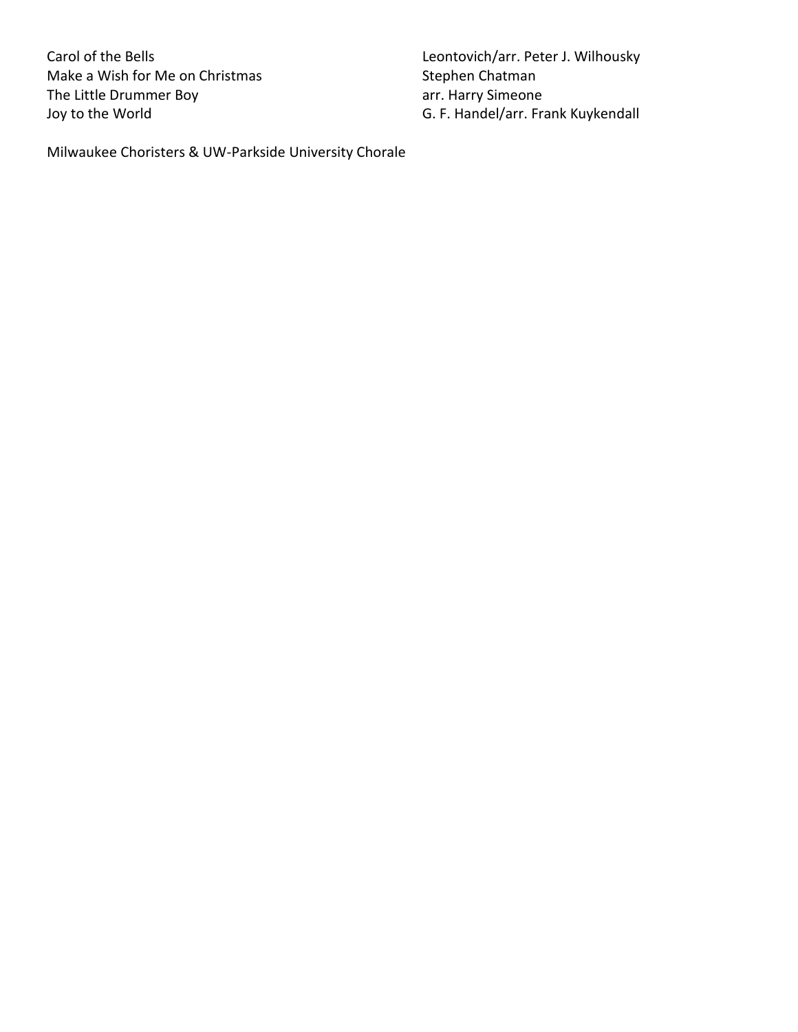| | |
|---|---|
| Carol of the Bells | Leontovich/arr. Peter J. Wilhousky |
| Make a Wish for Me on Christmas | Stephen Chatman |
| The Little Drummer Boy | arr. Harry Simeone |
| Joy to the World | G. F. Handel/arr. Frank Kuykendall |

Milwaukee Choristers & UW-Parkside University Chorale